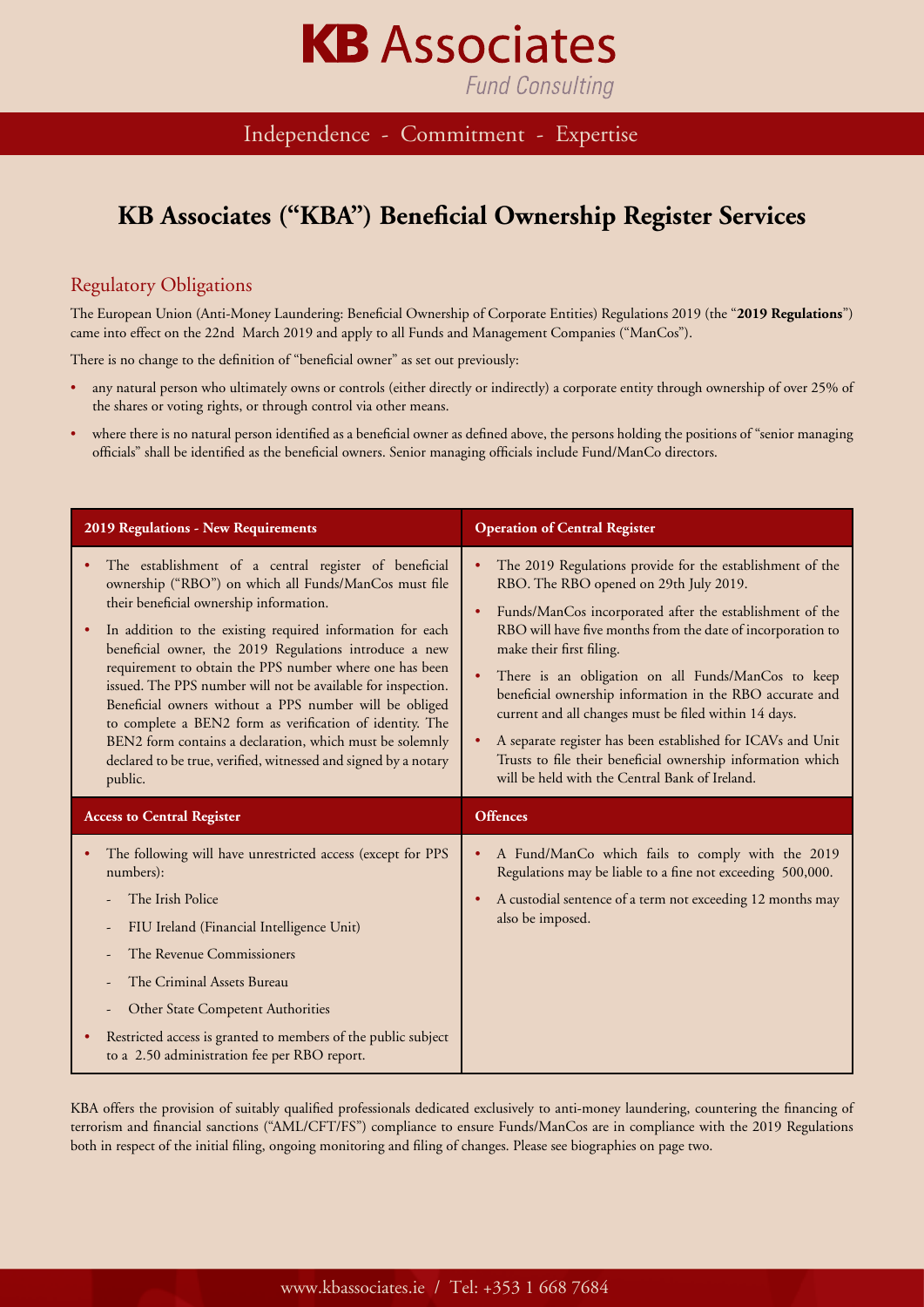# KB Associates

*Fund Consulting*

Independence - Commitment - Expertise

# KB Associates ("KBA") Beneficial Ownership Register Services

## Regulatory Obligations

The European Union (Anti-Money Laundering: Beneficial Ownership of Corporate Entities) Regulations 2019 (the "**2019 Regulations**") came into effect on the 22nd March 2019 and apply to all Funds and Management Companies ("ManCos").

There is no change to the definition of "beneficial owner" as set out previously:

- any natural person who ultimately owns or controls (either directly or indirectly) a corporate entity through ownership of over 25% of the shares or voting rights, or through control via other means.
- where there is no natural person identified as a beneficial owner as defined above, the persons holding the positions of "senior managing officials" shall be identified as the beneficial owners. Senior managing officials include Fund/ManCo directors.

### 2019 Regulations - New Requirements

- The establishment of a central register of beneficial ownership ("RBO") on which all Funds/ManCos must file their beneficial ownership information.
- In addition to the existing required information for each beneficial owner, the 2019 Regulations introduce a new requirement to obtain the PPS number where one has been issued. The PPS number will not be available for inspection. Beneficial owners without a PPS number will be obliged to complete a BEN2 form as verification of identity. The BEN2 form contains a declaration, which must be solemnly declared to be true, verified, witnessed and signed by a notary public.

### Operation of Central Register

- The 2019 Regulations provide for the establishment of the RBO. The RBO opened on 29th July 2019.
- Funds/ManCos incorporated after the establishment of the RBO will have five months from the date of incorporation to make their first filing.
- There is an obligation on all Funds/ManCos to keep beneficial ownership information in the RBO accurate and current and all changes must be filed within 14 days.
- A separate register has been established for ICAVs and Unit Trusts to file their beneficial ownership information which will be held with the Central Bank of Ireland.

### Access to Central Register

- The following will have unrestricted access (except for PPS numbers):
  - The Irish Police
  - FIU Ireland (Financial Intelligence Unit)
  - The Revenue Commissioners
  - The Criminal Assets Bureau
  - Other State Competent Authorities
- Restricted access is granted to members of the public subject to a 2.50 administration fee per RBO report.

### Offences

- A Fund/ManCo which fails to comply with the 2019 Regulations may be liable to a fine not exceeding 500,000.
- A custodial sentence of a term not exceeding 12 months may also be imposed.

KBA offers the provision of suitably qualified professionals dedicated exclusively to anti-money laundering, countering the financing of terrorism and financial sanctions ("AML/CFT/FS") compliance to ensure Funds/ManCos are in compliance with the 2019 Regulations both in respect of the initial filing, ongoing monitoring and filing of changes. Please see biographies on page two.

www.kbassociates.ie / Tel: +353 1 668 7684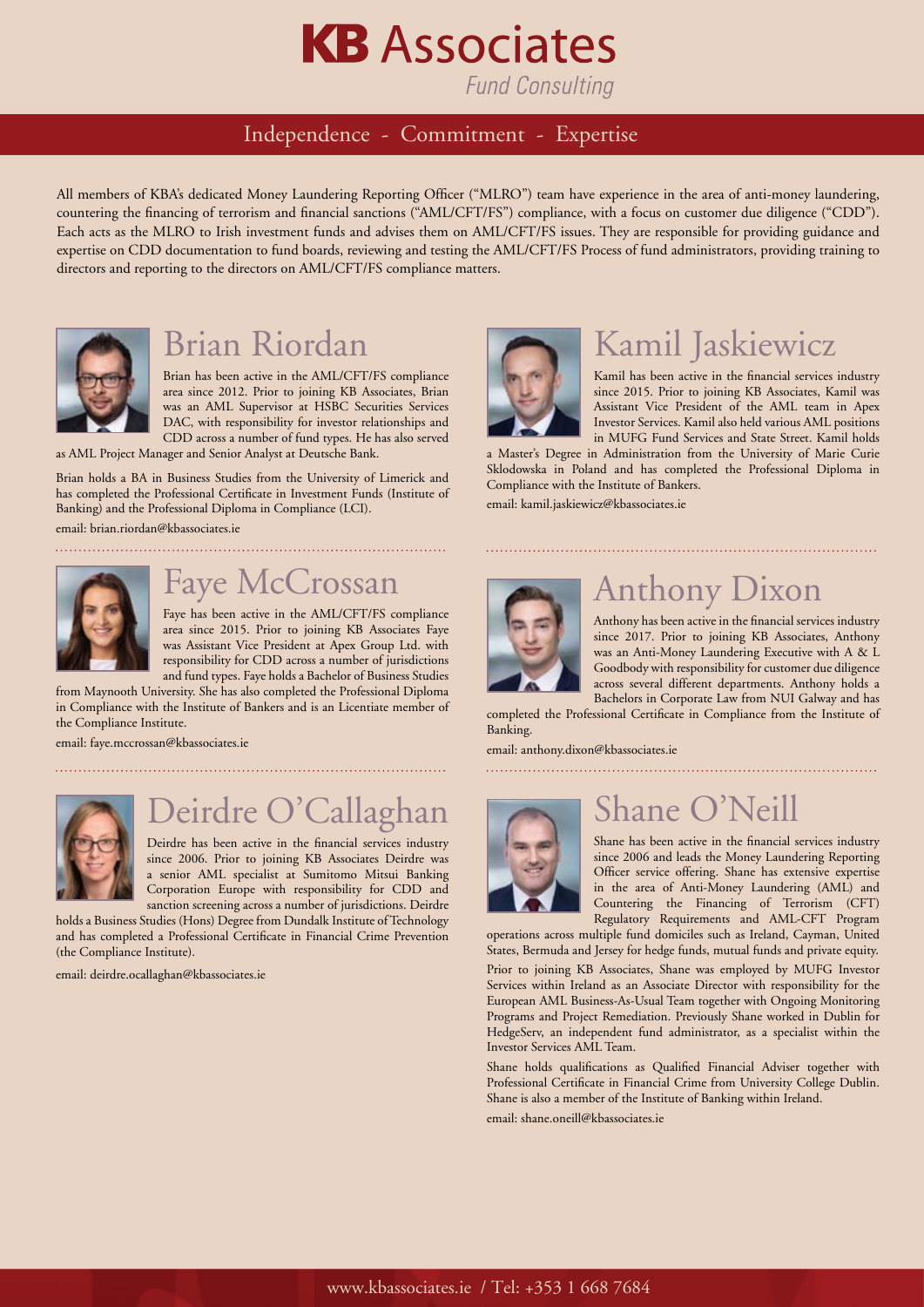# KB Associates

*Fund Consulting*

Independence - Commitment - Expertise

All members of KBA's dedicated Money Laundering Reporting Officer ("MLRO") team have experience in the area of anti-money laundering, countering the financing of terrorism and financial sanctions ("AML/CFT/FS") compliance, with a focus on customer due diligence ("CDD"). Each acts as the MLRO to Irish investment funds and advises them on AML/CFT/FS issues. They are responsible for providing guidance and expertise on CDD documentation to fund boards, reviewing and testing the AML/CFT/FS Process of fund administrators, providing training to directors and reporting to the directors on AML/CFT/FS compliance matters.

## Brian Riordan

Brian has been active in the AML/CFT/FS compliance area since 2012. Prior to joining KB Associates, Brian was an AML Supervisor at HSBC Securities Services DAC, with responsibility for investor relationships and CDD across a number of fund types. He has also served as AML Project Manager and Senior Analyst at Deutsche Bank.

Brian holds a BA in Business Studies from the University of Limerick and has completed the Professional Certificate in Investment Funds (Institute of Banking) and the Professional Diploma in Compliance (LCI).

email: brian.riordan@kbassociates.ie

## Faye McCrossan

Faye has been active in the AML/CFT/FS compliance area since 2015. Prior to joining KB Associates Faye was Assistant Vice President at Apex Group Ltd. with responsibility for CDD across a number of jurisdictions and fund types. Faye holds a Bachelor of Business Studies from Maynooth University. She has also completed the Professional Diploma in Compliance with the Institute of Bankers and is an Licentiate member of the Compliance Institute.

email: faye.mccrossan@kbassociates.ie

## Deirdre O'Callaghan

Deirdre has been active in the financial services industry since 2006. Prior to joining KB Associates Deirdre was a senior AML specialist at Sumitomo Mitsui Banking Corporation Europe with responsibility for CDD and sanction screening across a number of jurisdictions. Deirdre holds a Business Studies (Hons) Degree from Dundalk Institute of Technology and has completed a Professional Certificate in Financial Crime Prevention (the Compliance Institute).

email: deirdre.ocallaghan@kbassociates.ie

## Kamil Jaskiewicz

Kamil has been active in the financial services industry since 2015. Prior to joining KB Associates, Kamil was Assistant Vice President of the AML team in Apex Investor Services. Kamil also held various AML positions in MUFG Fund Services and State Street. Kamil holds a Master's Degree in Administration from the University of Marie Curie Sklodowska in Poland and has completed the Professional Diploma in Compliance with the Institute of Bankers.

email: kamil.jaskiewicz@kbassociates.ie

## Anthony Dixon

Anthony has been active in the financial services industry since 2017. Prior to joining KB Associates, Anthony was an Anti-Money Laundering Executive with A & L Goodbody with responsibility for customer due diligence across several different departments. Anthony holds a Bachelors in Corporate Law from NUI Galway and has completed the Professional Certificate in Compliance from the Institute of Banking.

email: anthony.dixon@kbassociates.ie

## Shane O'Neill

Shane has been active in the financial services industry since 2006 and leads the Money Laundering Reporting Officer service offering. Shane has extensive expertise in the area of Anti-Money Laundering (AML) and Countering the Financing of Terrorism (CFT) Regulatory Requirements and AML-CFT Program operations across multiple fund domiciles such as Ireland, Cayman, United States, Bermuda and Jersey for hedge funds, mutual funds and private equity.

Prior to joining KB Associates, Shane was employed by MUFG Investor Services within Ireland as an Associate Director with responsibility for the European AML Business-As-Usual Team together with Ongoing Monitoring Programs and Project Remediation. Previously Shane worked in Dublin for HedgeServ, an independent fund administrator, as a specialist within the Investor Services AML Team.

Shane holds qualifications as Qualified Financial Adviser together with Professional Certificate in Financial Crime from University College Dublin. Shane is also a member of the Institute of Banking within Ireland.

email: shane.oneill@kbassociates.ie

www.kbassociates.ie / Tel: +353 1 668 7684